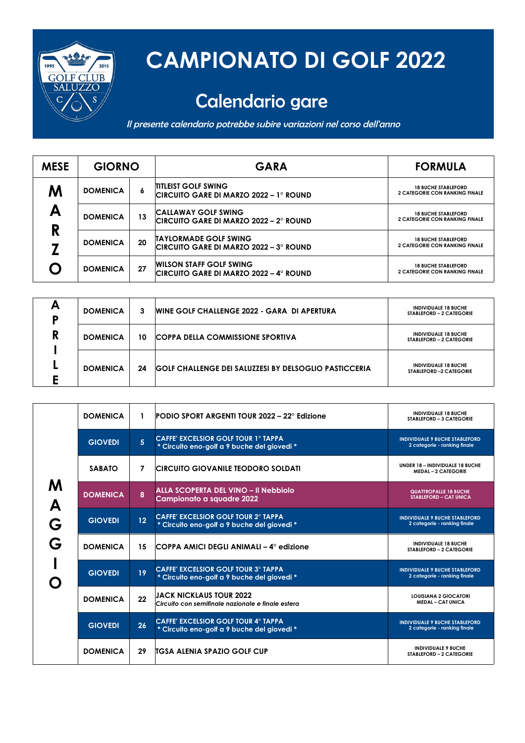# CAMPIONATO DI GOLF 2022

## Calendario gare

*Il presente calendario potrebbe subire variazioni nel corso dell'anno*

| MESE | GIORNO | | GARA | FORMULA |
|---|---|---|---|---|
| MARZO | DOMENICA | 6 | TITLEIST GOLF SWING<br>CIRCUITO GARE DI MARZO 2022 – 1° ROUND | 18 BUCHE STABLEFORD<br>2 CATEGORIE CON RANKING FINALE |
| | DOMENICA | 13 | CALLAWAY GOLF SWING<br>CIRCUITO GARE DI MARZO 2022 – 2° ROUND | 18 BUCHE STABLEFORD<br>2 CATEGORIE CON RANKING FINALE |
| | DOMENICA | 20 | TAYLORMADE GOLF SWING<br>CIRCUITO GARE DI MARZO 2022 – 3° ROUND | 18 BUCHE STABLEFORD<br>2 CATEGORIE CON RANKING FINALE |
| | DOMENICA | 27 | WILSON STAFF GOLF SWING<br>CIRCUITO GARE DI MARZO 2022 – 4° ROUND | 18 BUCHE STABLEFORD<br>2 CATEGORIE CON RANKING FINALE |

| MESE | GIORNO | | GARA | FORMULA |
|---|---|---|---|---|
| APRILE | DOMENICA | 3 | WINE GOLF CHALLENGE 2022 - GARA DI APERTURA | INDIVIDUALE 18 BUCHE<br>STABLEFORD – 2 CATEGORIE |
| | DOMENICA | 10 | COPPA DELLA COMMISSIONE SPORTIVA | INDIVIDUALE 18 BUCHE<br>STABLEFORD – 2 CATEGORIE |
| | DOMENICA | 24 | GOLF CHALLENGE DEI SALUZZESI BY DELSOGLIO PASTICCERIA | INDIVIDUALE 18 BUCHE<br>STABLEFORD –2 CATEGORIE |

| MESE | GIORNO | | GARA | FORMULA |
|---|---|---|---|---|
| MAGGIO | DOMENICA | 1 | PODIO SPORT ARGENTI TOUR 2022 – 22° Edizione | INDIVIDUALE 18 BUCHE<br>STABLEFORD – 3 CATEGORIE |
| | GIOVEDI | 5 | CAFFE' EXCELSIOR GOLF TOUR 1° TAPPA<br>* Circuito eno-golf a 9 buche del giovedì * | INDIVIDUALE 9 BUCHE STABLEFORD<br>2 categorie - ranking finale |
| | SABATO | 7 | CIRCUITO GIOVANILE TEODORO SOLDATI | UNDER 18 – INDIVIDUALE 18 BUCHE<br>MEDAL – 2 CATEGORIE |
| | DOMENICA | 8 | ALLA SCOPERTA DEL VINO – Il Nebbiolo<br>Campionato a squadre 2022 | QUATTROPALLE 18 BUCHE<br>STABLEFORD – CAT UNICA |
| | GIOVEDI | 12 | CAFFE' EXCELSIOR GOLF TOUR 2° TAPPA<br>* Circuito eno-golf a 9 buche del giovedì * | INDIVIDUALE 9 BUCHE STABLEFORD<br>2 categorie - ranking finale |
| | DOMENICA | 15 | COPPA AMICI DEGLI ANIMALI – 4° edizione | INDIVIDUALE 18 BUCHE<br>STABLEFORD – 2 CATEGORIE |
| | GIOVEDI | 19 | CAFFE' EXCELSIOR GOLF TOUR 3° TAPPA<br>* Circuito eno-golf a 9 buche del giovedì * | INDIVIDUALE 9 BUCHE STABLEFORD<br>2 categorie - ranking finale |
| | DOMENICA | 22 | JACK NICKLAUS TOUR 2022<br>*Circuito con semifinale nazionale e finale estera* | LOUISIANA 2 GIOCATORI<br>MEDAL – CAT UNICA |
| | GIOVEDI | 26 | CAFFE' EXCELSIOR GOLF TOUR 4° TAPPA<br>* Circuito eno-golf a 9 buche del giovedì * | INDIVIDUALE 9 BUCHE STABLEFORD<br>2 categorie - ranking finale |
| | DOMENICA | 29 | TGSA ALENIA SPAZIO GOLF CUP | INDIVIDUALE 9 BUCHE<br>STABLEFORD – 2 CATEGORIE |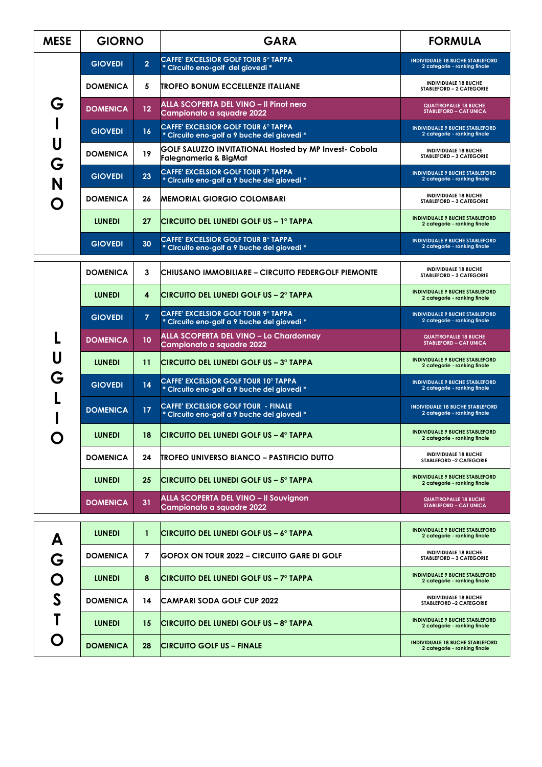| MESE | GIORNO | | GARA | FORMULA |
|---|---|---|---|---|
| GIUGNO | GIOVEDI | 2 | CAFFE' EXCELSIOR GOLF TOUR 5° TAPPA * Circuito eno-golf del giovedì * | INDIVIDUALE 18 BUCHE STABLEFORD 2 categorie - ranking finale |
| | DOMENICA | 5 | TROFEO BONUM ECCELLENZE ITALIANE | INDIVIDUALE 18 BUCHE STABLEFORD – 2 CATEGORIE |
| | DOMENICA | 12 | ALLA SCOPERTA DEL VINO – Il Pinot nero Campionato a squadre 2022 | QUATTROPALLE 18 BUCHE STABLEFORD – CAT UNICA |
| | GIOVEDI | 16 | CAFFE' EXCELSIOR GOLF TOUR 6° TAPPA * Circuito eno-golf a 9 buche del giovedì * | INDIVIDUALE 9 BUCHE STABLEFORD 2 categorie - ranking finale |
| | DOMENICA | 19 | GOLF SALUZZO INVITATIONAL Hosted by MP Invest- Cobola Falegnameria & BigMat | INDIVIDUALE 18 BUCHE STABLEFORD – 3 CATEGORIE |
| | GIOVEDI | 23 | CAFFE' EXCELSIOR GOLF TOUR 7° TAPPA * Circuito eno-golf a 9 buche del giovedì * | INDIVIDUALE 9 BUCHE STABLEFORD 2 categorie - ranking finale |
| | DOMENICA | 26 | MEMORIAL GIORGIO COLOMBARI | INDIVIDUALE 18 BUCHE STABLEFORD – 3 CATEGORIE |
| | LUNEDI | 27 | CIRCUITO DEL LUNEDI GOLF US – 1° TAPPA | INDIVIDUALE 9 BUCHE STABLEFORD 2 categorie - ranking finale |
| | GIOVEDI | 30 | CAFFE' EXCELSIOR GOLF TOUR 8° TAPPA * Circuito eno-golf a 9 buche del giovedì * | INDIVIDUALE 9 BUCHE STABLEFORD 2 categorie - ranking finale |
| LUGLIO | DOMENICA | 3 | CHIUSANO IMMOBILIARE – CIRCUITO FEDERGOLF PIEMONTE | INDIVIDUALE 18 BUCHE STABLEFORD – 3 CATEGORIE |
| | LUNEDI | 4 | CIRCUITO DEL LUNEDI GOLF US – 2° TAPPA | INDIVIDUALE 9 BUCHE STABLEFORD 2 categorie - ranking finale |
| | GIOVEDI | 7 | CAFFE' EXCELSIOR GOLF TOUR 9° TAPPA * Circuito eno-golf a 9 buche del giovedì * | INDIVIDUALE 9 BUCHE STABLEFORD 2 categorie - ranking finale |
| | DOMENICA | 10 | ALLA SCOPERTA DEL VINO – Lo Chardonnay Campionato a squadre 2022 | QUATTROPALLE 18 BUCHE STABLEFORD – CAT UNICA |
| | LUNEDI | 11 | CIRCUITO DEL LUNEDI GOLF US – 3° TAPPA | INDIVIDUALE 9 BUCHE STABLEFORD 2 categorie - ranking finale |
| | GIOVEDI | 14 | CAFFE' EXCELSIOR GOLF TOUR 10° TAPPA * Circuito eno-golf a 9 buche del giovedì * | INDIVIDUALE 9 BUCHE STABLEFORD 2 categorie - ranking finale |
| | DOMENICA | 17 | CAFFE' EXCELSIOR GOLF TOUR - FINALE * Circuito eno-golf a 9 buche del giovedì * | INDIVIDUALE 18 BUCHE STABLEFORD 2 categorie - ranking finale |
| | LUNEDI | 18 | CIRCUITO DEL LUNEDI GOLF US – 4° TAPPA | INDIVIDUALE 9 BUCHE STABLEFORD 2 categorie - ranking finale |
| | DOMENICA | 24 | TROFEO UNIVERSO BIANCO – PASTIFICIO DUTTO | INDIVIDUALE 18 BUCHE STABLEFORD –2 CATEGORIE |
| | LUNEDI | 25 | CIRCUITO DEL LUNEDI GOLF US – 5° TAPPA | INDIVIDUALE 9 BUCHE STABLEFORD 2 categorie - ranking finale |
| | DOMENICA | 31 | ALLA SCOPERTA DEL VINO – Il Souvignon Campionato a squadre 2022 | QUATTROPALLE 18 BUCHE STABLEFORD – CAT UNICA |
| AGOSTO | LUNEDI | 1 | CIRCUITO DEL LUNEDI GOLF US – 6° TAPPA | INDIVIDUALE 9 BUCHE STABLEFORD 2 categorie - ranking finale |
| | DOMENICA | 7 | GOFOX ON TOUR 2022 – CIRCUITO GARE DI GOLF | INDIVIDUALE 18 BUCHE STABLEFORD – 3 CATEGORIE |
| | LUNEDI | 8 | CIRCUITO DEL LUNEDI GOLF US – 7° TAPPA | INDIVIDUALE 9 BUCHE STABLEFORD 2 categorie - ranking finale |
| | DOMENICA | 14 | CAMPARI SODA GOLF CUP 2022 | INDIVIDUALE 18 BUCHE STABLEFORD –2 CATEGORIE |
| | LUNEDI | 15 | CIRCUITO DEL LUNEDI GOLF US – 8° TAPPA | INDIVIDUALE 9 BUCHE STABLEFORD 2 categorie - ranking finale |
| | DOMENICA | 28 | CIRCUITO GOLF US – FINALE | INDIVIDUALE 18 BUCHE STABLEFORD 2 categorie - ranking finale |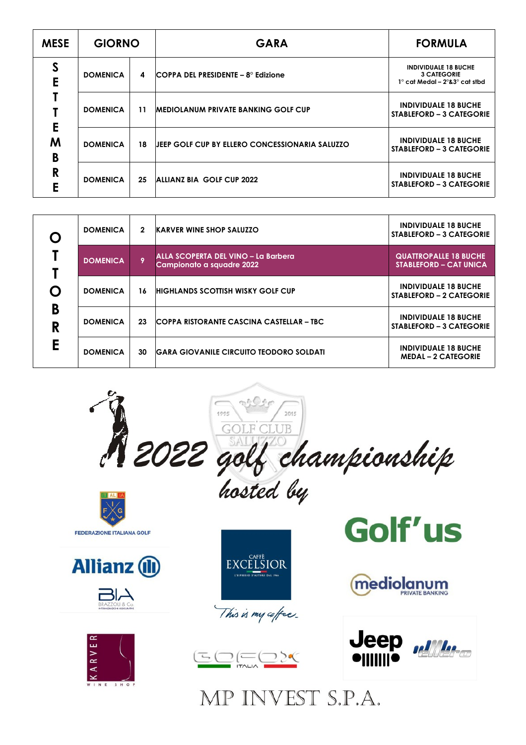| MESE | GIORNO | | GARA | FORMULA |
|---|---|---|---|---|
| SETTEMBRE | DOMENICA | 4 | COPPA DEL PRESIDENTE – 8° Edizione | INDIVIDUALE 18 BUCHE 3 CATEGORIE 1° cat Medal – 2°&3° cat stbd |
| | DOMENICA | 11 | MEDIOLANUM PRIVATE BANKING GOLF CUP | INDIVIDUALE 18 BUCHE STABLEFORD – 3 CATEGORIE |
| | DOMENICA | 18 | JEEP GOLF CUP BY ELLERO CONCESSIONARIA SALUZZO | INDIVIDUALE 18 BUCHE STABLEFORD – 3 CATEGORIE |
| | DOMENICA | 25 | ALLIANZ BIA GOLF CUP 2022 | INDIVIDUALE 18 BUCHE STABLEFORD – 3 CATEGORIE |

| | | | | |
|---|---|---|---|---|
| OTTOBRE | DOMENICA | 2 | KARVER WINE SHOP SALUZZO | INDIVIDUALE 18 BUCHE STABLEFORD – 3 CATEGORIE |
| | DOMENICA | 9 | ALLA SCOPERTA DEL VINO – La Barbera Campionato a squadre 2022 | QUATTROPALLE 18 BUCHE STABLEFORD – CAT UNICA |
| | DOMENICA | 16 | HIGHLANDS SCOTTISH WISKY GOLF CUP | INDIVIDUALE 18 BUCHE STABLEFORD – 2 CATEGORIE |
| | DOMENICA | 23 | COPPA RISTORANTE CASCINA CASTELLAR – TBC | INDIVIDUALE 18 BUCHE STABLEFORD – 3 CATEGORIE |
| | DOMENICA | 30 | GARA GIOVANILE CIRCUITO TEODORO SOLDATI | INDIVIDUALE 18 BUCHE MEDAL – 2 CATEGORIE |

*2022 golf championship hosted by*

FEDERAZIONE ITALIANA GOLF

Allianz

BIA BRAZZOLI & Co.

CAFFÈ EXCELSIOR

This is my coffee

Golf'us

mediolanum PRIVATE BANKING

KARVER WINE SHOP

GOFOX ITALIA

Jeep

ellero

MP INVEST S.P.A.